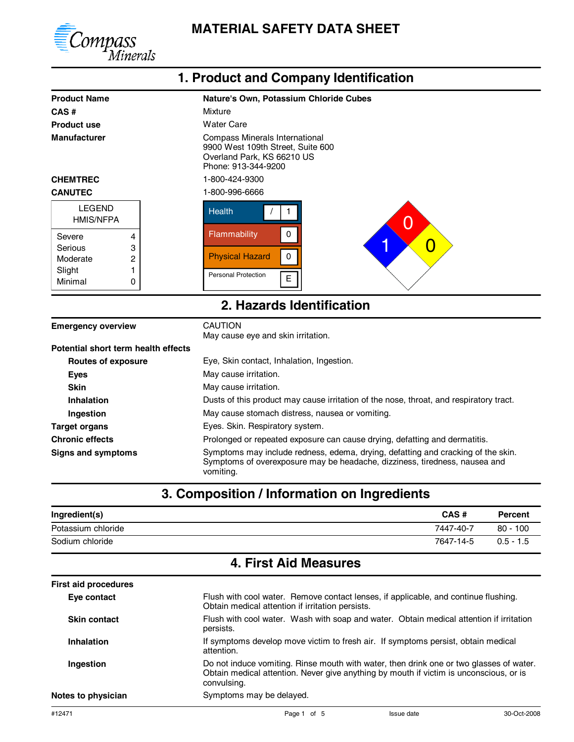# MATERIAL SAFETY DATA SHEET

Compass Minerals

## 1. Product and Company Identification

| | |
|---|---|
| **Product Name** | **Nature's Own, Potassium Chloride Cubes** |
| **CAS #** | Mixture |
| **Product use** | Water Care |
| **Manufacturer** | Compass Minerals International<br>9900 West 109th Street, Suite 600<br>Overland Park, KS 66210 US<br>Phone: 913-344-9200 |
| **CHEMTREC** | 1-800-424-9300 |
| **CANUTEC** | 1-800-996-6666 |

| LEGEND HMIS/NFPA | |
|---|---|
| Severe | 4 |
| Serious | 3 |
| Moderate | 2 |
| Slight | 1 |
| Minimal | 0 |

| HMIS | |
|---|---|
| Health | / 1 |
| Flammability | 0 |
| Physical Hazard | 0 |
| Personal Protection | E |

NFPA: Health 1, Flammability 0, Instability 0

## 2. Hazards Identification

**Emergency overview**
CAUTION
May cause eye and skin irritation.

**Potential short term health effects**

- **Routes of exposure**: Eye, Skin contact, Inhalation, Ingestion.
- **Eyes**: May cause irritation.
- **Skin**: May cause irritation.
- **Inhalation**: Dusts of this product may cause irritation of the nose, throat, and respiratory tract.
- **Ingestion**: May cause stomach distress, nausea or vomiting.

**Target organs**: Eyes. Skin. Respiratory system.

**Chronic effects**: Prolonged or repeated exposure can cause drying, defatting and dermatitis.

**Signs and symptoms**: Symptoms may include redness, edema, drying, defatting and cracking of the skin. Symptoms of overexposure may be headache, dizziness, tiredness, nausea and vomiting.

## 3. Composition / Information on Ingredients

| Ingredient(s) | CAS # | Percent |
|---|---|---|
| Potassium chloride | 7447-40-7 | 80 - 100 |
| Sodium chloride | 7647-14-5 | 0.5 - 1.5 |

## 4. First Aid Measures

**First aid procedures**

- **Eye contact**: Flush with cool water. Remove contact lenses, if applicable, and continue flushing. Obtain medical attention if irritation persists.
- **Skin contact**: Flush with cool water. Wash with soap and water. Obtain medical attention if irritation persists.
- **Inhalation**: If symptoms develop move victim to fresh air. If symptoms persist, obtain medical attention.
- **Ingestion**: Do not induce vomiting. Rinse mouth with water, then drink one or two glasses of water. Obtain medical attention. Never give anything by mouth if victim is unconscious, or is convulsing.

**Notes to physician**: Symptoms may be delayed.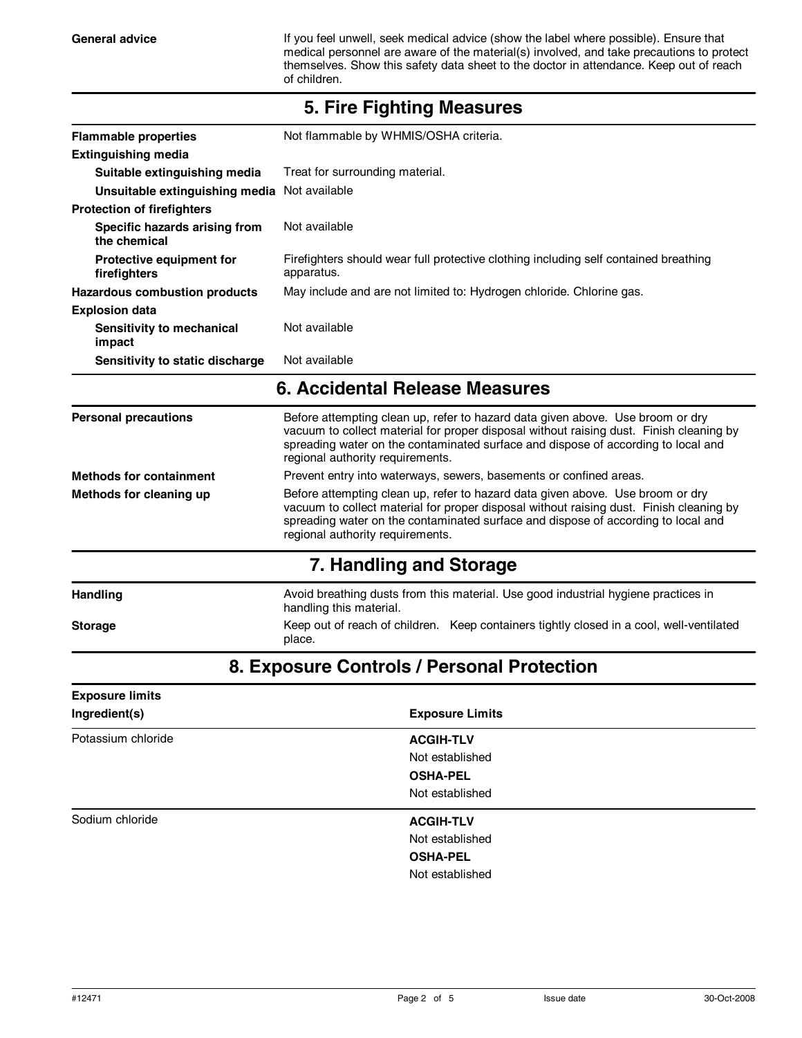**General advice** If you feel unwell, seek medical advice (show the label where possible). Ensure that medical personnel are aware of the material(s) involved, and take precautions to protect themselves. Show this safety data sheet to the doctor in attendance. Keep out of reach of children.

## 5. Fire Fighting Measures

| | |
|---|---|
| **Flammable properties** | Not flammable by WHMIS/OSHA criteria. |
| **Extinguishing media** | |
| **Suitable extinguishing media** | Treat for surrounding material. |
| **Unsuitable extinguishing media** | Not available |
| **Protection of firefighters** | |
| **Specific hazards arising from the chemical** | Not available |
| **Protective equipment for firefighters** | Firefighters should wear full protective clothing including self contained breathing apparatus. |
| **Hazardous combustion products** | May include and are not limited to: Hydrogen chloride. Chlorine gas. |
| **Explosion data** | |
| **Sensitivity to mechanical impact** | Not available |
| **Sensitivity to static discharge** | Not available |

## 6. Accidental Release Measures

| | |
|---|---|
| **Personal precautions** | Before attempting clean up, refer to hazard data given above. Use broom or dry vacuum to collect material for proper disposal without raising dust. Finish cleaning by spreading water on the contaminated surface and dispose of according to local and regional authority requirements. |
| **Methods for containment** | Prevent entry into waterways, sewers, basements or confined areas. |
| **Methods for cleaning up** | Before attempting clean up, refer to hazard data given above. Use broom or dry vacuum to collect material for proper disposal without raising dust. Finish cleaning by spreading water on the contaminated surface and dispose of according to local and regional authority requirements. |

## 7. Handling and Storage

| | |
|---|---|
| **Handling** | Avoid breathing dusts from this material. Use good industrial hygiene practices in handling this material. |
| **Storage** | Keep out of reach of children. Keep containers tightly closed in a cool, well-ventilated place. |

## 8. Exposure Controls / Personal Protection

**Exposure limits**

| Ingredient(s) | Exposure Limits |
|---|---|
| Potassium chloride | **ACGIH-TLV**<br>Not established<br>**OSHA-PEL**<br>Not established |
| Sodium chloride | **ACGIH-TLV**<br>Not established<br>**OSHA-PEL**<br>Not established |

#12471 Issue date 30-Oct-2008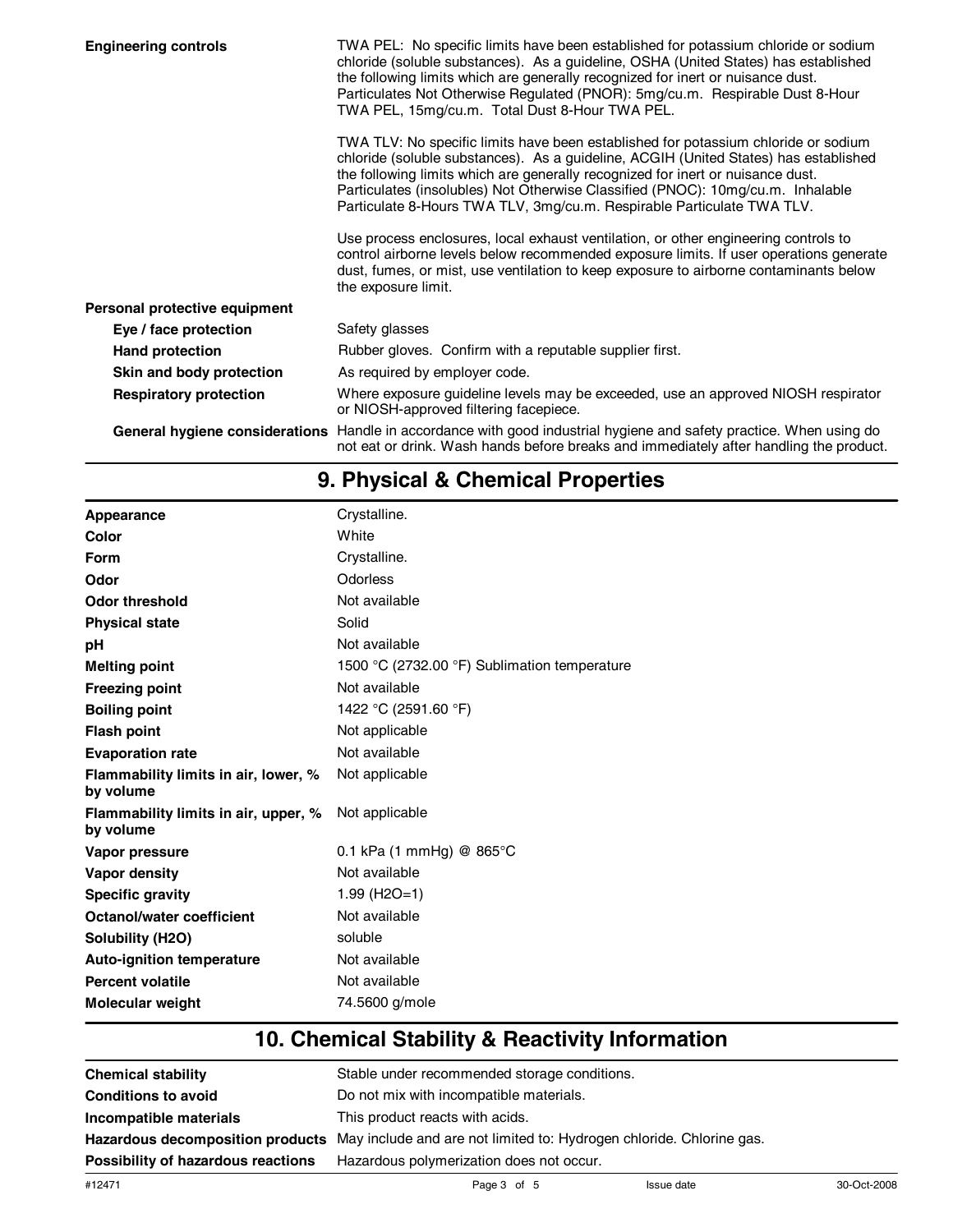| | |
|---|---|
| **Engineering controls** | TWA PEL: No specific limits have been established for potassium chloride or sodium chloride (soluble substances). As a guideline, OSHA (United States) has established the following limits which are generally recognized for inert or nuisance dust. Particulates Not Otherwise Regulated (PNOR): 5mg/cu.m. Respirable Dust 8-Hour TWA PEL, 15mg/cu.m. Total Dust 8-Hour TWA PEL.<br><br>TWA TLV: No specific limits have been established for potassium chloride or sodium chloride (soluble substances). As a guideline, ACGIH (United States) has established the following limits which are generally recognized for inert or nuisance dust. Particulates (insolubles) Not Otherwise Classified (PNOC): 10mg/cu.m. Inhalable Particulate 8-Hours TWA TLV, 3mg/cu.m. Respirable Particulate TWA TLV.<br><br>Use process enclosures, local exhaust ventilation, or other engineering controls to control airborne levels below recommended exposure limits. If user operations generate dust, fumes, or mist, use ventilation to keep exposure to airborne contaminants below the exposure limit. |
| **Personal protective equipment** | |
| **Eye / face protection** | Safety glasses |
| **Hand protection** | Rubber gloves. Confirm with a reputable supplier first. |
| **Skin and body protection** | As required by employer code. |
| **Respiratory protection** | Where exposure guideline levels may be exceeded, use an approved NIOSH respirator or NIOSH-approved filtering facepiece. |
| **General hygiene considerations** | Handle in accordance with good industrial hygiene and safety practice. When using do not eat or drink. Wash hands before breaks and immediately after handling the product. |

## 9. Physical & Chemical Properties

| | |
|---|---|
| **Appearance** | Crystalline. |
| **Color** | White |
| **Form** | Crystalline. |
| **Odor** | Odorless |
| **Odor threshold** | Not available |
| **Physical state** | Solid |
| **pH** | Not available |
| **Melting point** | 1500 °C (2732.00 °F) Sublimation temperature |
| **Freezing point** | Not available |
| **Boiling point** | 1422 °C (2591.60 °F) |
| **Flash point** | Not applicable |
| **Evaporation rate** | Not available |
| **Flammability limits in air, lower, % by volume** | Not applicable |
| **Flammability limits in air, upper, % by volume** | Not applicable |
| **Vapor pressure** | 0.1 kPa (1 mmHg) @ 865°C |
| **Vapor density** | Not available |
| **Specific gravity** | 1.99 ($H_2O$=1) |
| **Octanol/water coefficient** | Not available |
| **Solubility (H2O)** | soluble |
| **Auto-ignition temperature** | Not available |
| **Percent volatile** | Not available |
| **Molecular weight** | 74.5600 g/mole |

## 10. Chemical Stability & Reactivity Information

| | |
|---|---|
| **Chemical stability** | Stable under recommended storage conditions. |
| **Conditions to avoid** | Do not mix with incompatible materials. |
| **Incompatible materials** | This product reacts with acids. |
| **Hazardous decomposition products** | May include and are not limited to: Hydrogen chloride. Chlorine gas. |
| **Possibility of hazardous reactions** | Hazardous polymerization does not occur. |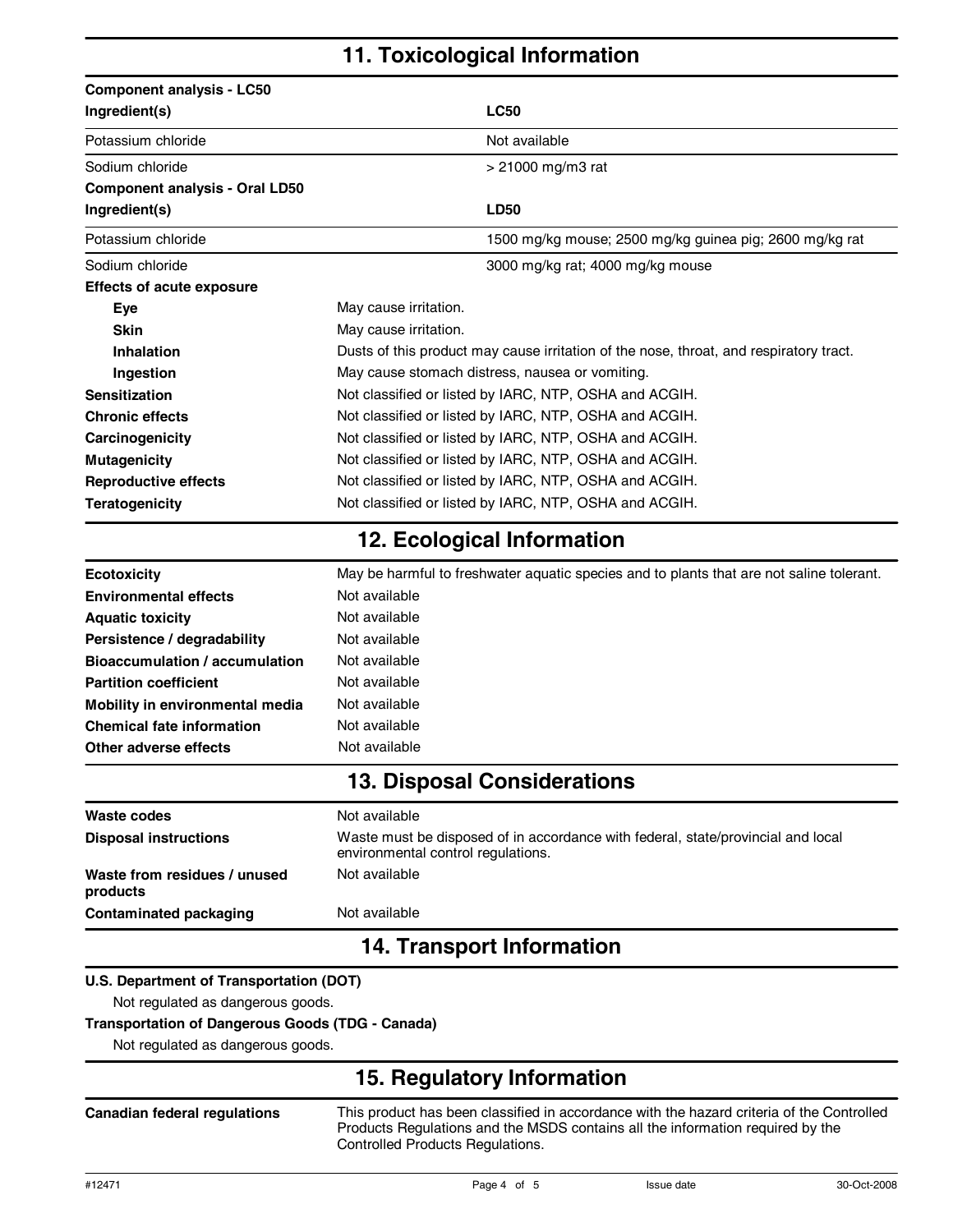## 11. Toxicological Information

**Component analysis - LC50**

| Ingredient(s) | LC50 |
| --- | --- |
| Potassium chloride | Not available |
| Sodium chloride | > 21000 mg/m3 rat |

**Component analysis - Oral LD50**

| Ingredient(s) | LD50 |
| --- | --- |
| Potassium chloride | 1500 mg/kg mouse; 2500 mg/kg guinea pig; 2600 mg/kg rat |
| Sodium chloride | 3000 mg/kg rat; 4000 mg/kg mouse |

**Effects of acute exposure**

| | |
| --- | --- |
| **Eye** | May cause irritation. |
| **Skin** | May cause irritation. |
| **Inhalation** | Dusts of this product may cause irritation of the nose, throat, and respiratory tract. |
| **Ingestion** | May cause stomach distress, nausea or vomiting. |
| **Sensitization** | Not classified or listed by IARC, NTP, OSHA and ACGIH. |
| **Chronic effects** | Not classified or listed by IARC, NTP, OSHA and ACGIH. |
| **Carcinogenicity** | Not classified or listed by IARC, NTP, OSHA and ACGIH. |
| **Mutagenicity** | Not classified or listed by IARC, NTP, OSHA and ACGIH. |
| **Reproductive effects** | Not classified or listed by IARC, NTP, OSHA and ACGIH. |
| **Teratogenicity** | Not classified or listed by IARC, NTP, OSHA and ACGIH. |

## 12. Ecological Information

| | |
| --- | --- |
| **Ecotoxicity** | May be harmful to freshwater aquatic species and to plants that are not saline tolerant. |
| **Environmental effects** | Not available |
| **Aquatic toxicity** | Not available |
| **Persistence / degradability** | Not available |
| **Bioaccumulation / accumulation** | Not available |
| **Partition coefficient** | Not available |
| **Mobility in environmental media** | Not available |
| **Chemical fate information** | Not available |
| **Other adverse effects** | Not available |

## 13. Disposal Considerations

| | |
| --- | --- |
| **Waste codes** | Not available |
| **Disposal instructions** | Waste must be disposed of in accordance with federal, state/provincial and local environmental control regulations. |
| **Waste from residues / unused products** | Not available |
| **Contaminated packaging** | Not available |

## 14. Transport Information

**U.S. Department of Transportation (DOT)**

Not regulated as dangerous goods.

**Transportation of Dangerous Goods (TDG - Canada)**

Not regulated as dangerous goods.

## 15. Regulatory Information

| | |
| --- | --- |
| **Canadian federal regulations** | This product has been classified in accordance with the hazard criteria of the Controlled Products Regulations and the MSDS contains all the information required by the Controlled Products Regulations. |

#12471 Issue date 30-Oct-2008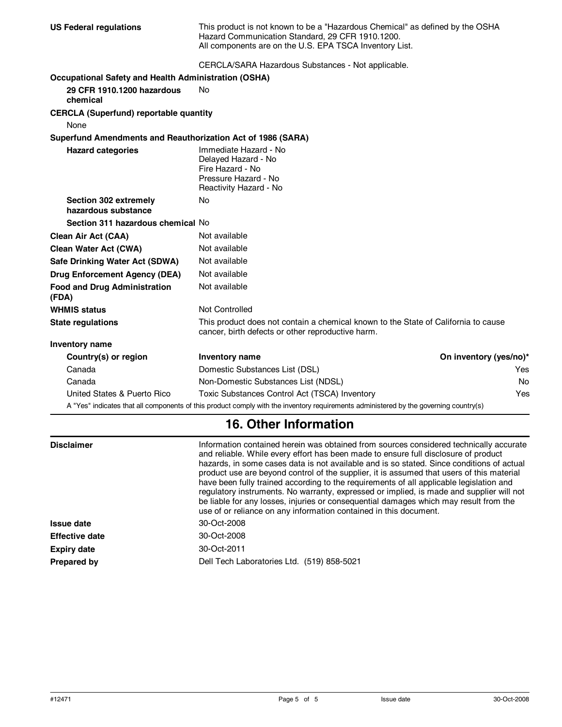**US Federal regulations**

This product is not known to be a "Hazardous Chemical" as defined by the OSHA Hazard Communication Standard, 29 CFR 1910.1200.
All components are on the U.S. EPA TSCA Inventory List.

CERCLA/SARA Hazardous Substances - Not applicable.

**Occupational Safety and Health Administration (OSHA)**

**29 CFR 1910.1200 hazardous chemical** No

**CERCLA (Superfund) reportable quantity**

None

**Superfund Amendments and Reauthorization Act of 1986 (SARA)**

**Hazard categories**

Immediate Hazard - No
Delayed Hazard - No
Fire Hazard - No
Pressure Hazard - No
Reactivity Hazard - No

**Section 302 extremely hazardous substance** No

**Section 311 hazardous chemical** No

**Clean Air Act (CAA)** Not available

**Clean Water Act (CWA)** Not available

**Safe Drinking Water Act (SDWA)** Not available

**Drug Enforcement Agency (DEA)** Not available

**Food and Drug Administration (FDA)** Not available

**WHMIS status** Not Controlled

**State regulations** This product does not contain a chemical known to the State of California to cause cancer, birth defects or other reproductive harm.

**Inventory name**

| Country(s) or region | Inventory name | On inventory (yes/no)* |
|---|---|---|
| Canada | Domestic Substances List (DSL) | Yes |
| Canada | Non-Domestic Substances List (NDSL) | No |
| United States & Puerto Rico | Toxic Substances Control Act (TSCA) Inventory | Yes |

A "Yes" indicates that all components of this product comply with the inventory requirements administered by the governing country(s)

# 16. Other Information

**Disclaimer**

Information contained herein was obtained from sources considered technically accurate and reliable. While every effort has been made to ensure full disclosure of product hazards, in some cases data is not available and is so stated. Since conditions of actual product use are beyond control of the supplier, it is assumed that users of this material have been fully trained according to the requirements of all applicable legislation and regulatory instruments. No warranty, expressed or implied, is made and supplier will not be liable for any losses, injuries or consequential damages which may result from the use of or reliance on any information contained in this document.

**Issue date** 30-Oct-2008

**Effective date** 30-Oct-2008

**Expiry date** 30-Oct-2011

**Prepared by** Dell Tech Laboratories Ltd. (519) 858-5021